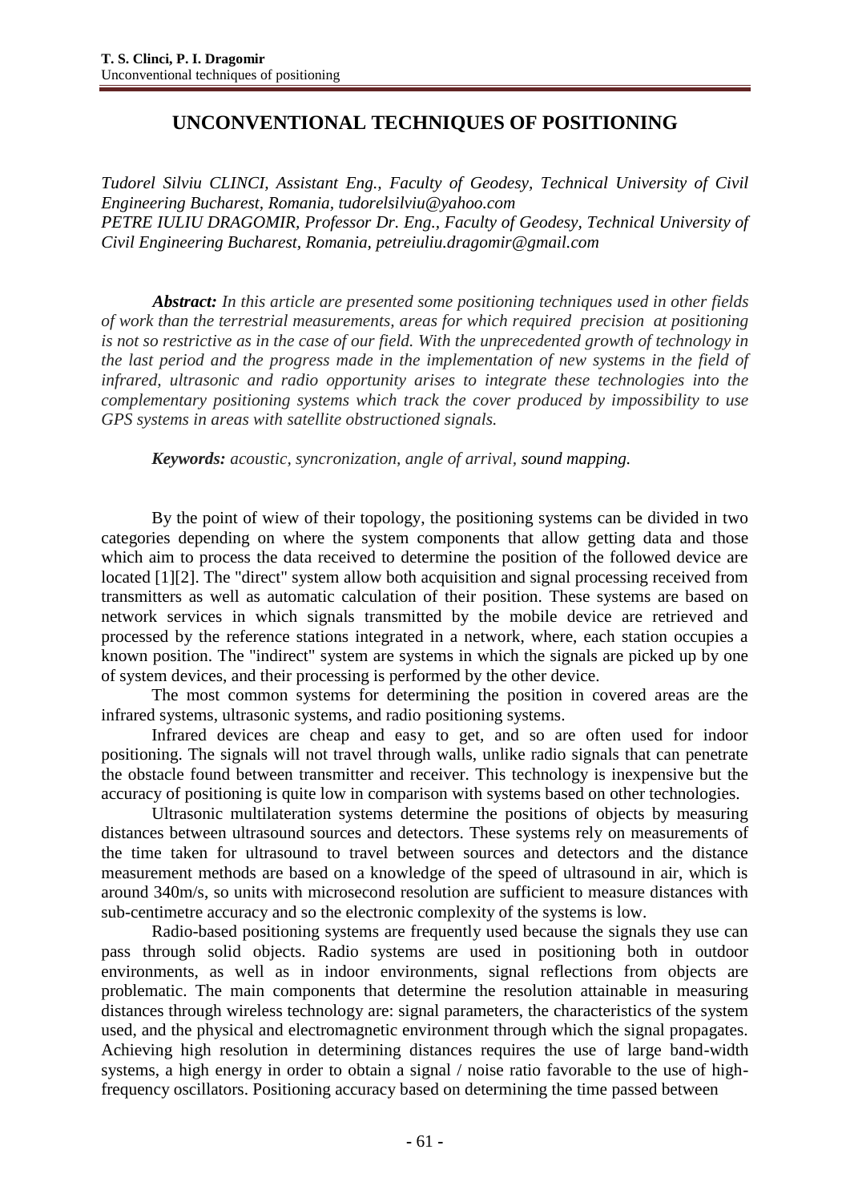# UNCONVENTIONAL TECHNIQUES OF POSITIONING

*Tudorel Silviu CLINCI, Assistant Eng., Faculty of Geodesy, Technical University of Civil Engineering Bucharest, Romania, tudorelsilviu@yahoo.com*
*PETRE IULIU DRAGOMIR, Professor Dr. Eng., Faculty of Geodesy, Technical University of Civil Engineering Bucharest, Romania, petreiuliu.dragomir@gmail.com*

***Abstract:*** *In this article are presented some positioning techniques used in other fields of work than the terrestrial measurements, areas for which required precision at positioning is not so restrictive as in the case of our field. With the unprecedented growth of technology in the last period and the progress made in the implementation of new systems in the field of infrared, ultrasonic and radio opportunity arises to integrate these technologies into the complementary positioning systems which track the cover produced by impossibility to use GPS systems in areas with satellite obstructioned signals.*

***Keywords:*** *acoustic, syncronization, angle of arrival, sound mapping.*

By the point of wiew of their topology, the positioning systems can be divided in two categories depending on where the system components that allow getting data and those which aim to process the data received to determine the position of the followed device are located [1][2]. The "direct" system allow both acquisition and signal processing received from transmitters as well as automatic calculation of their position. These systems are based on network services in which signals transmitted by the mobile device are retrieved and processed by the reference stations integrated in a network, where, each station occupies a known position. The "indirect" system are systems in which the signals are picked up by one of system devices, and their processing is performed by the other device.

The most common systems for determining the position in covered areas are the infrared systems, ultrasonic systems, and radio positioning systems.

Infrared devices are cheap and easy to get, and so are often used for indoor positioning. The signals will not travel through walls, unlike radio signals that can penetrate the obstacle found between transmitter and receiver. This technology is inexpensive but the accuracy of positioning is quite low in comparison with systems based on other technologies.

Ultrasonic multilateration systems determine the positions of objects by measuring distances between ultrasound sources and detectors. These systems rely on measurements of the time taken for ultrasound to travel between sources and detectors and the distance measurement methods are based on a knowledge of the speed of ultrasound in air, which is around 340m/s, so units with microsecond resolution are sufficient to measure distances with sub-centimetre accuracy and so the electronic complexity of the systems is low.

Radio-based positioning systems are frequently used because the signals they use can pass through solid objects. Radio systems are used in positioning both in outdoor environments, as well as in indoor environments, signal reflections from objects are problematic. The main components that determine the resolution attainable in measuring distances through wireless technology are: signal parameters, the characteristics of the system used, and the physical and electromagnetic environment through which the signal propagates. Achieving high resolution in determining distances requires the use of large band-width systems, a high energy in order to obtain a signal / noise ratio favorable to the use of high-frequency oscillators. Positioning accuracy based on determining the time passed between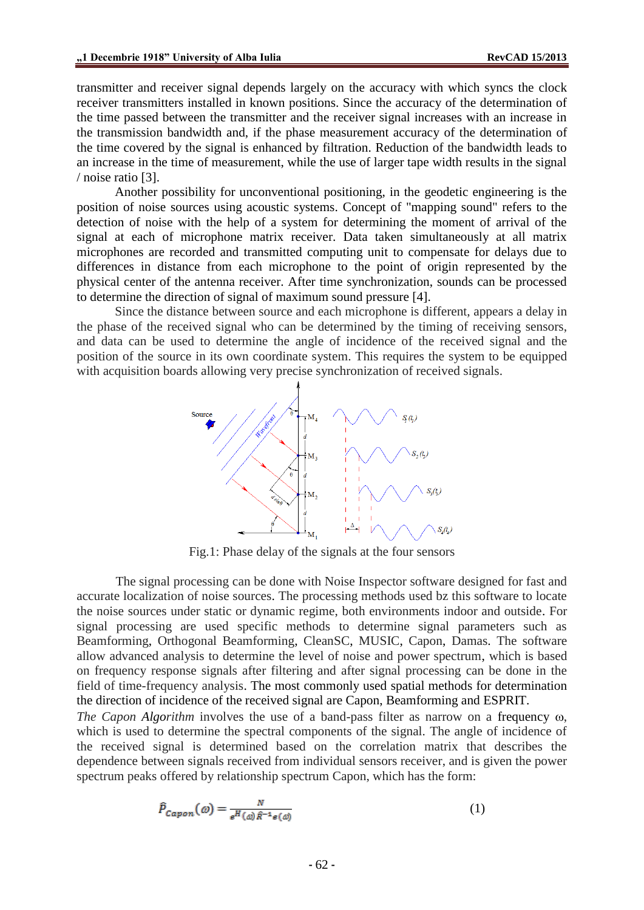transmitter and receiver signal depends largely on the accuracy with which syncs the clock receiver transmitters installed in known positions. Since the accuracy of the determination of the time passed between the transmitter and the receiver signal increases with an increase in the transmission bandwidth and, if the phase measurement accuracy of the determination of the time covered by the signal is enhanced by filtration. Reduction of the bandwidth leads to an increase in the time of measurement, while the use of larger tape width results in the signal / noise ratio [3].

Another possibility for unconventional positioning, in the geodetic engineering is the position of noise sources using acoustic systems. Concept of "mapping sound" refers to the detection of noise with the help of a system for determining the moment of arrival of the signal at each of microphone matrix receiver. Data taken simultaneously at all matrix microphones are recorded and transmitted computing unit to compensate for delays due to differences in distance from each microphone to the point of origin represented by the physical center of the antenna receiver. After time synchronization, sounds can be processed to determine the direction of signal of maximum sound pressure [4].

Since the distance between source and each microphone is different, appears a delay in the phase of the received signal who can be determined by the timing of receiving sensors, and data can be used to determine the angle of incidence of the received signal and the position of the source in its own coordinate system. This requires the system to be equipped with acquisition boards allowing very precise synchronization of received signals.

Fig.1: Phase delay of the signals at the four sensors

The signal processing can be done with Noise Inspector software designed for fast and accurate localization of noise sources. The processing methods used bz this software to locate the noise sources under static or dynamic regime, both environments indoor and outside. For signal processing are used specific methods to determine signal parameters such as Beamforming, Orthogonal Beamforming, CleanSC, MUSIC, Capon, Damas. The software allow advanced analysis to determine the level of noise and power spectrum, which is based on frequency response signals after filtering and after signal processing can be done in the field of time-frequency analysis. The most commonly used spatial methods for determination the direction of incidence of the received signal are Capon, Beamforming and ESPRIT.

*The Capon Algorithm* involves the use of a band-pass filter as narrow on a frequency $\omega$, which is used to determine the spectral components of the signal. The angle of incidence of the received signal is determined based on the correlation matrix that describes the dependence between signals received from individual sensors receiver, and is given the power spectrum peaks offered by relationship spectrum Capon, which has the form:

$$\hat{P}_{Capon}(\omega) = \frac{N}{e^{H}(\omega)\hat{R}^{-1}e(\omega)} \tag{1}$$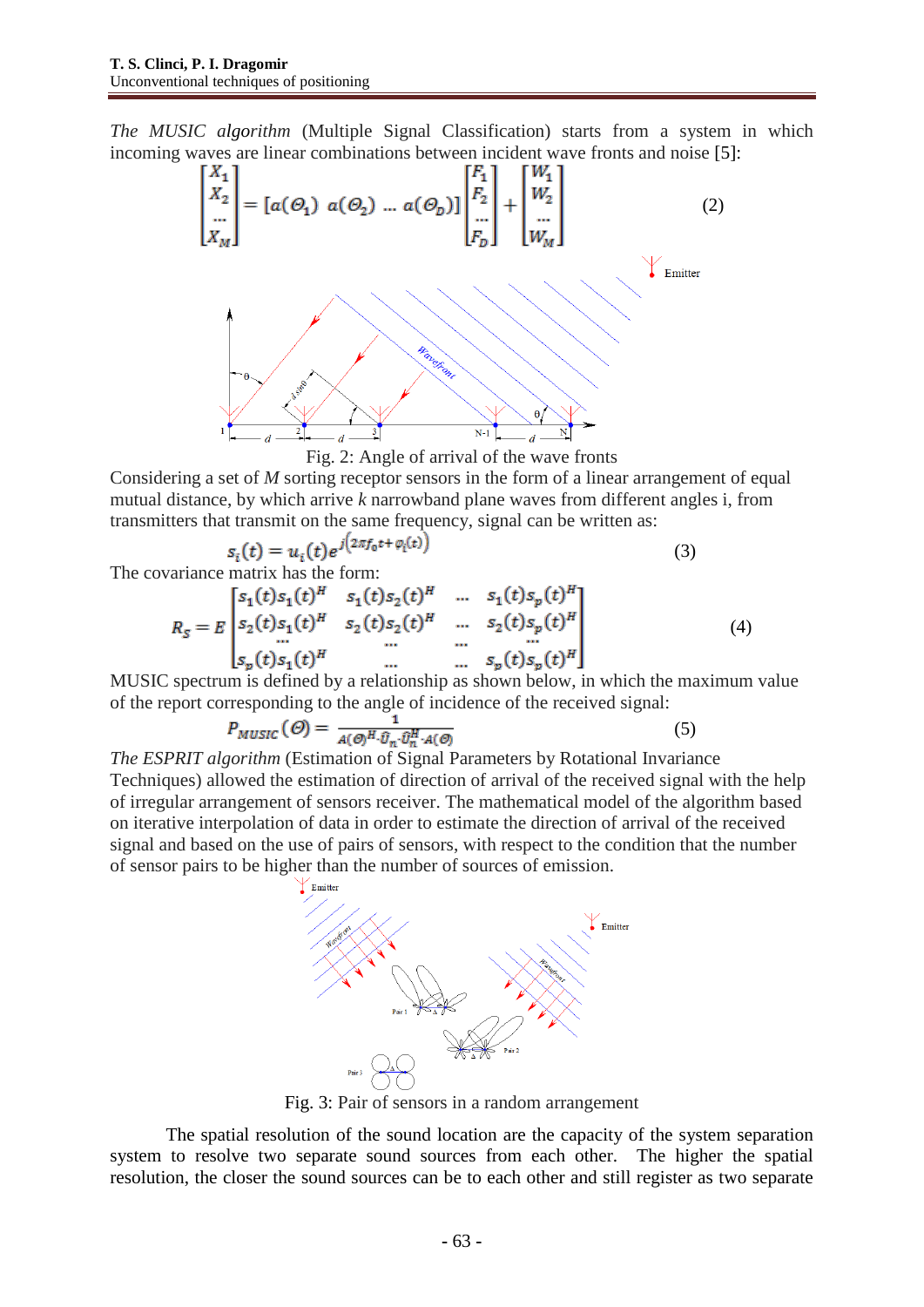*The MUSIC algorithm* (Multiple Signal Classification) starts from a system in which incoming waves are linear combinations between incident wave fronts and noise [5]:

$$\begin{bmatrix} X_1 \\ X_2 \\ \ldots \\ X_M \end{bmatrix} = [a(\Theta_1)\ a(\Theta_2)\ \ldots\ a(\Theta_D)] \begin{bmatrix} F_1 \\ F_2 \\ \ldots \\ F_D \end{bmatrix} + \begin{bmatrix} W_1 \\ W_2 \\ \ldots \\ W_M \end{bmatrix} \tag{2}$$

Fig. 2: Angle of arrival of the wave fronts

Considering a set of $M$ sorting receptor sensors in the form of a linear arrangement of equal mutual distance, by which arrive $k$ narrowband plane waves from different angles i, from transmitters that transmit on the same frequency, signal can be written as:

$$s_i(t) = u_i(t)e^{j(2\pi f_0 t + \varphi_i(t))} \tag{3}$$

The covariance matrix has the form:

$$R_S = E\begin{bmatrix} s_1(t)s_1(t)^H & s_1(t)s_2(t)^H & \ldots & s_1(t)s_p(t)^H \\ s_2(t)s_1(t)^H & s_2(t)s_2(t)^H & \ldots & s_2(t)s_p(t)^H \\ \ldots & \ldots & \ldots & \ldots \\ s_p(t)s_1(t)^H & \ldots & \ldots & s_p(t)s_p(t)^H \end{bmatrix} \tag{4}$$

MUSIC spectrum is defined by a relationship as shown below, in which the maximum value of the report corresponding to the angle of incidence of the received signal:

$$P_{MUSIC}(\Theta) = \frac{1}{A(\Theta)^H \cdot \hat{U}_n \cdot \hat{U}_n^H \cdot A(\Theta)} \tag{5}$$

*The ESPRIT algorithm* (Estimation of Signal Parameters by Rotational Invariance Techniques) allowed the estimation of direction of arrival of the received signal with the help of irregular arrangement of sensors receiver. The mathematical model of the algorithm based on iterative interpolation of data in order to estimate the direction of arrival of the received signal and based on the use of pairs of sensors, with respect to the condition that the number of sensor pairs to be higher than the number of sources of emission.

Fig. 3: Pair of sensors in a random arrangement

The spatial resolution of the sound location are the capacity of the system separation system to resolve two separate sound sources from each other. The higher the spatial resolution, the closer the sound sources can be to each other and still register as two separate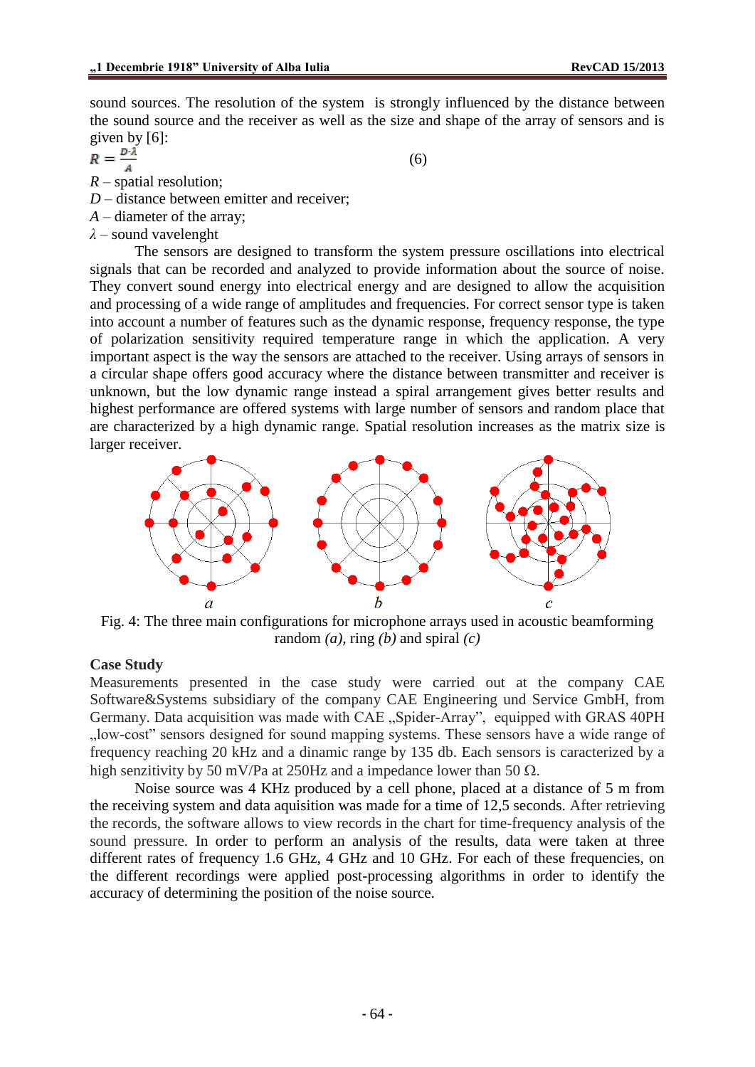sound sources. The resolution of the system is strongly influenced by the distance between the sound source and the receiver as well as the size and shape of the array of sensors and is given by [6]:

$$R = \frac{D \cdot \lambda}{A} \qquad (6)$$

$R$ – spatial resolution;
$D$ – distance between emitter and receiver;
$A$ – diameter of the array;
$\lambda$ – sound vavelenght

The sensors are designed to transform the system pressure oscillations into electrical signals that can be recorded and analyzed to provide information about the source of noise. They convert sound energy into electrical energy and are designed to allow the acquisition and processing of a wide range of amplitudes and frequencies. For correct sensor type is taken into account a number of features such as the dynamic response, frequency response, the type of polarization sensitivity required temperature range in which the application. A very important aspect is the way the sensors are attached to the receiver. Using arrays of sensors in a circular shape offers good accuracy where the distance between transmitter and receiver is unknown, but the low dynamic range instead a spiral arrangement gives better results and highest performance are offered systems with large number of sensors and random place that are characterized by a high dynamic range. Spatial resolution increases as the matrix size is larger receiver.

*a* *b* *c*

Fig. 4: The three main configurations for microphone arrays used in acoustic beamforming random *(a)*, ring *(b)* and spiral *(c)*

**Case Study**

Measurements presented in the case study were carried out at the company CAE Software&Systems subsidiary of the company CAE Engineering und Service GmbH, from Germany. Data acquisition was made with CAE „Spider-Array", equipped with GRAS 40PH „low-cost" sensors designed for sound mapping systems. These sensors have a wide range of frequency reaching 20 kHz and a dinamic range by 135 db. Each sensors is caracterized by a high senzitivity by 50 mV/Pa at 250Hz and a impedance lower than 50 Ω.

Noise source was 4 KHz produced by a cell phone, placed at a distance of 5 m from the receiving system and data aquisition was made for a time of 12,5 seconds. After retrieving the records, the software allows to view records in the chart for time-frequency analysis of the sound pressure. In order to perform an analysis of the results, data were taken at three different rates of frequency 1.6 GHz, 4 GHz and 10 GHz. For each of these frequencies, on the different recordings were applied post-processing algorithms in order to identify the accuracy of determining the position of the noise source.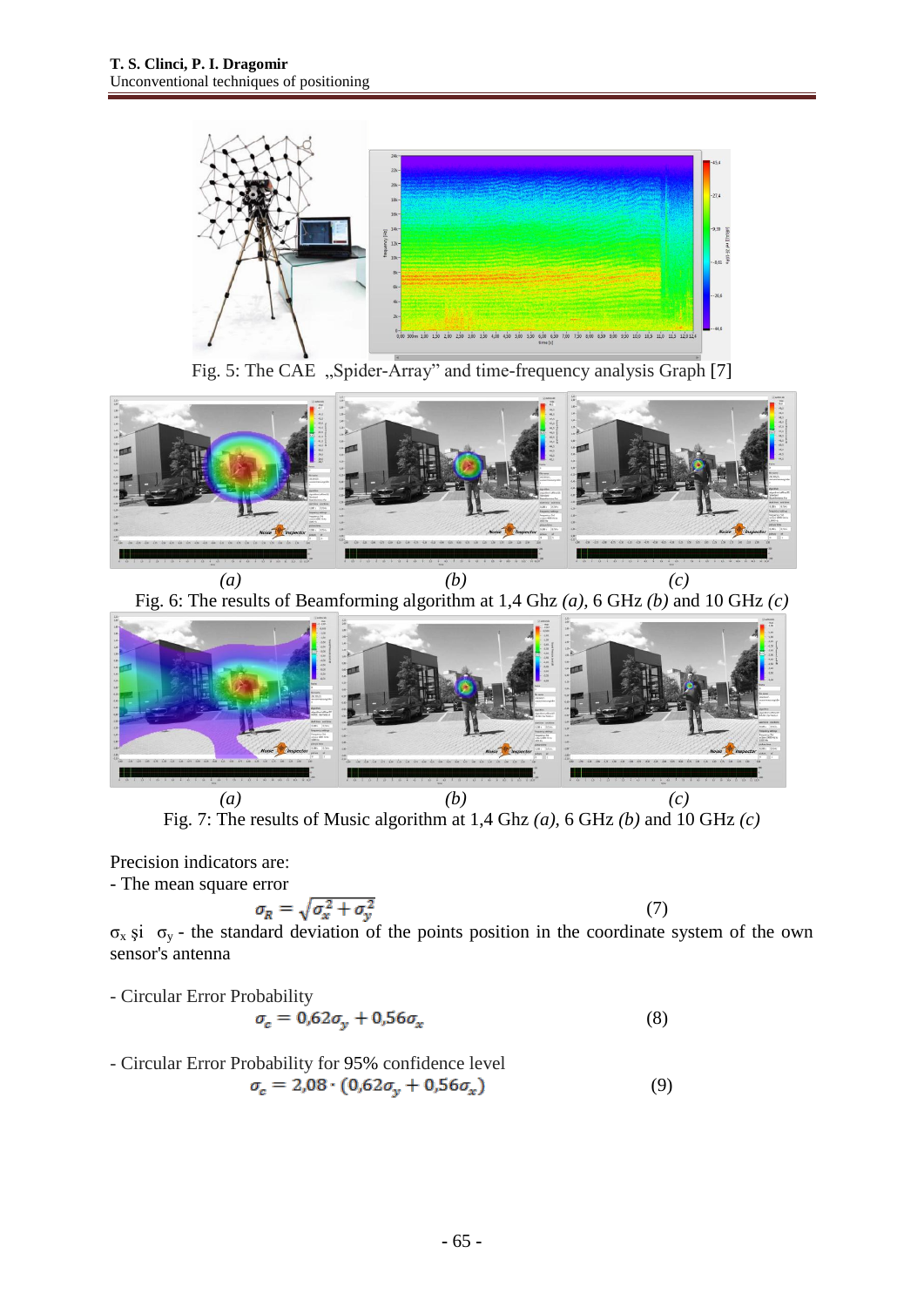Fig. 5: The CAE „Spider-Array” and time-frequency analysis Graph [7]

*(a)* *(b)* *(c)*

Fig. 6: The results of Beamforming algorithm at 1,4 Ghz *(a)*, 6 GHz *(b)* and 10 GHz *(c)*

*(a)* *(b)* *(c)*

Fig. 7: The results of Music algorithm at 1,4 Ghz *(a)*, 6 GHz *(b)* and 10 GHz *(c)*

Precision indicators are:

- The mean square error

$$\sigma_R = \sqrt{\sigma_x^2 + \sigma_y^2} \tag{7}$$

$\sigma_x$ şi $\sigma_y$ - the standard deviation of the points position in the coordinate system of the own sensor's antenna

- Circular Error Probability

$$\sigma_c = 0{,}62\sigma_y + 0{,}56\sigma_x \tag{8}$$

- Circular Error Probability for 95% confidence level

$$\sigma_c = 2{,}08 \cdot (0{,}62\sigma_y + 0{,}56\sigma_x) \tag{9}$$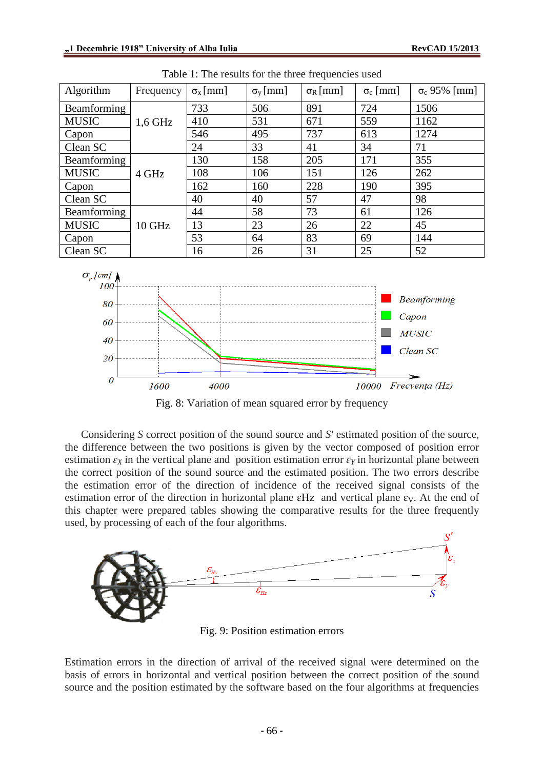Table 1: The results for the three frequencies used

| Algorithm | Frequency | $\sigma_x$ [mm] | $\sigma_y$ [mm] | $\sigma_R$ [mm] | $\sigma_c$ [mm] | $\sigma_c$ 95% [mm] |
|---|---|---|---|---|---|---|
| Beamforming | 1,6 GHz | 733 | 506 | 891 | 724 | 1506 |
| MUSIC | | 410 | 531 | 671 | 559 | 1162 |
| Capon | | 546 | 495 | 737 | 613 | 1274 |
| Clean SC | | 24 | 33 | 41 | 34 | 71 |
| Beamforming | 4 GHz | 130 | 158 | 205 | 171 | 355 |
| MUSIC | | 108 | 106 | 151 | 126 | 262 |
| Capon | | 162 | 160 | 228 | 190 | 395 |
| Clean SC | | 40 | 40 | 57 | 47 | 98 |
| Beamforming | 10 GHz | 44 | 58 | 73 | 61 | 126 |
| MUSIC | | 13 | 23 | 26 | 22 | 45 |
| Capon | | 53 | 64 | 83 | 69 | 144 |
| Clean SC | | 16 | 26 | 31 | 25 | 52 |

Fig. 8: Variation of mean squared error by frequency

Considering *S* correct position of the sound source and *S'* estimated position of the source, the difference between the two positions is given by the vector composed of position error estimation $\varepsilon_X$ in the vertical plane and position estimation error $\varepsilon_Y$ in horizontal plane between the correct position of the sound source and the estimated position. The two errors describe the estimation error of the direction of incidence of the received signal consists of the estimation error of the direction in horizontal plane $\varepsilon$Hz and vertical plane $\varepsilon_V$. At the end of this chapter were prepared tables showing the comparative results for the three frequently used, by processing of each of the four algorithms.

Fig. 9: Position estimation errors

Estimation errors in the direction of arrival of the received signal were determined on the basis of errors in horizontal and vertical position between the correct position of the sound source and the position estimated by the software based on the four algorithms at frequencies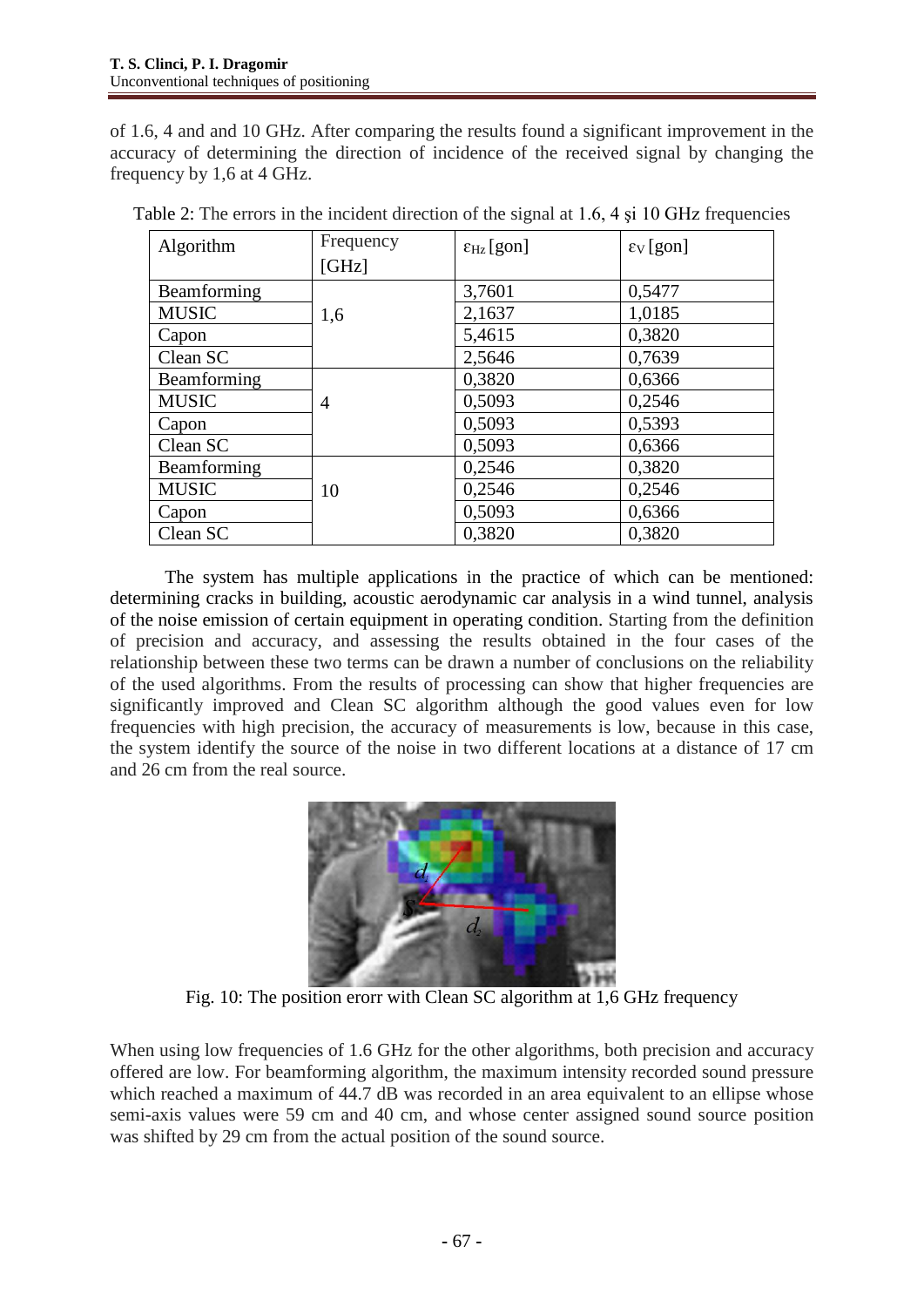of 1.6, 4 and and 10 GHz. After comparing the results found a significant improvement in the accuracy of determining the direction of incidence of the received signal by changing the frequency by 1,6 at 4 GHz.

Table 2: The errors in the incident direction of the signal at 1.6, 4 şi 10 GHz frequencies

| Algorithm | Frequency [GHz] | $\varepsilon_{Hz}$ [gon] | $\varepsilon_{V}$ [gon] |
|---|---|---|---|
| Beamforming | 1,6 | 3,7601 | 0,5477 |
| MUSIC | | 2,1637 | 1,0185 |
| Capon | | 5,4615 | 0,3820 |
| Clean SC | | 2,5646 | 0,7639 |
| Beamforming | 4 | 0,3820 | 0,6366 |
| MUSIC | | 0,5093 | 0,2546 |
| Capon | | 0,5093 | 0,5393 |
| Clean SC | | 0,5093 | 0,6366 |
| Beamforming | 10 | 0,2546 | 0,3820 |
| MUSIC | | 0,2546 | 0,2546 |
| Capon | | 0,5093 | 0,6366 |
| Clean SC | | 0,3820 | 0,3820 |

The system has multiple applications in the practice of which can be mentioned: determining cracks in building, acoustic aerodynamic car analysis in a wind tunnel, analysis of the noise emission of certain equipment in operating condition. Starting from the definition of precision and accuracy, and assessing the results obtained in the four cases of the relationship between these two terms can be drawn a number of conclusions on the reliability of the used algorithms. From the results of processing can show that higher frequencies are significantly improved and Clean SC algorithm although the good values even for low frequencies with high precision, the accuracy of measurements is low, because in this case, the system identify the source of the noise in two different locations at a distance of 17 cm and 26 cm from the real source.

Fig. 10: The position erorr with Clean SC algorithm at 1,6 GHz frequency

When using low frequencies of 1.6 GHz for the other algorithms, both precision and accuracy offered are low. For beamforming algorithm, the maximum intensity recorded sound pressure which reached a maximum of 44.7 dB was recorded in an area equivalent to an ellipse whose semi-axis values were 59 cm and 40 cm, and whose center assigned sound source position was shifted by 29 cm from the actual position of the sound source.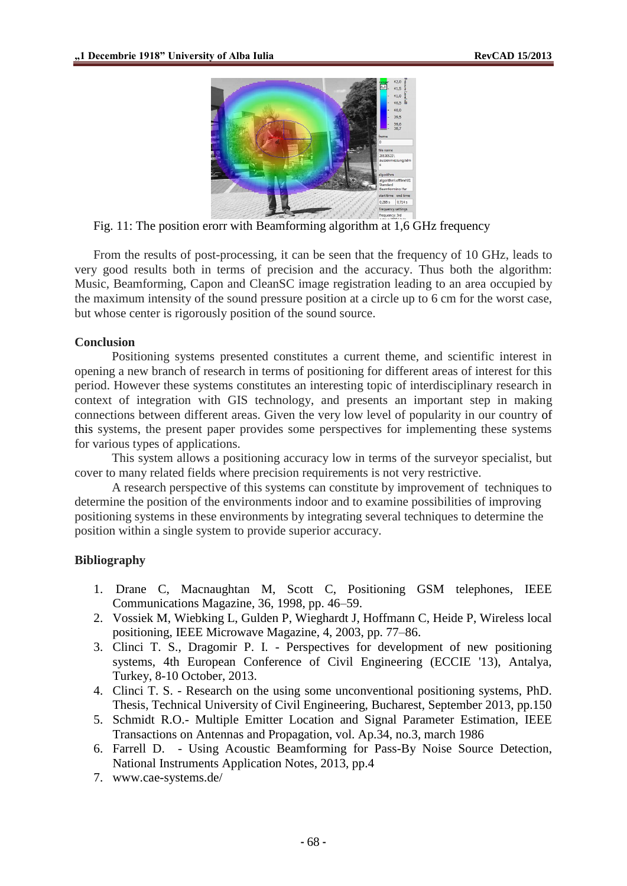Fig. 11: The position erorr with Beamforming algorithm at 1,6 GHz frequency

From the results of post-processing, it can be seen that the frequency of 10 GHz, leads to very good results both in terms of precision and the accuracy. Thus both the algorithm: Music, Beamforming, Capon and CleanSC image registration leading to an area occupied by the maximum intensity of the sound pressure position at a circle up to 6 cm for the worst case, but whose center is rigorously position of the sound source.

**Conclusion**

Positioning systems presented constitutes a current theme, and scientific interest in opening a new branch of research in terms of positioning for different areas of interest for this period. However these systems constitutes an interesting topic of interdisciplinary research in context of integration with GIS technology, and presents an important step in making connections between different areas. Given the very low level of popularity in our country of this systems, the present paper provides some perspectives for implementing these systems for various types of applications.

This system allows a positioning accuracy low in terms of the surveyor specialist, but cover to many related fields where precision requirements is not very restrictive.

A research perspective of this systems can constitute by improvement of techniques to determine the position of the environments indoor and to examine possibilities of improving positioning systems in these environments by integrating several techniques to determine the position within a single system to provide superior accuracy.

**Bibliography**

1. Drane C, Macnaughtan M, Scott C, Positioning GSM telephones, IEEE Communications Magazine, 36, 1998, pp. 46–59.
2. Vossiek M, Wiebking L, Gulden P, Wieghardt J, Hoffmann C, Heide P, Wireless local positioning, IEEE Microwave Magazine, 4, 2003, pp. 77–86.
3. Clinci T. S., Dragomir P. I. - Perspectives for development of new positioning systems, 4th European Conference of Civil Engineering (ECCIE '13), Antalya, Turkey, 8-10 October, 2013.
4. Clinci T. S. - Research on the using some unconventional positioning systems, PhD. Thesis, Technical University of Civil Engineering, Bucharest, September 2013, pp.150
5. Schmidt R.O.- Multiple Emitter Location and Signal Parameter Estimation, IEEE Transactions on Antennas and Propagation, vol. Ap.34, no.3, march 1986
6. Farrell D. - Using Acoustic Beamforming for Pass-By Noise Source Detection, National Instruments Application Notes, 2013, pp.4
7. www.cae-systems.de/